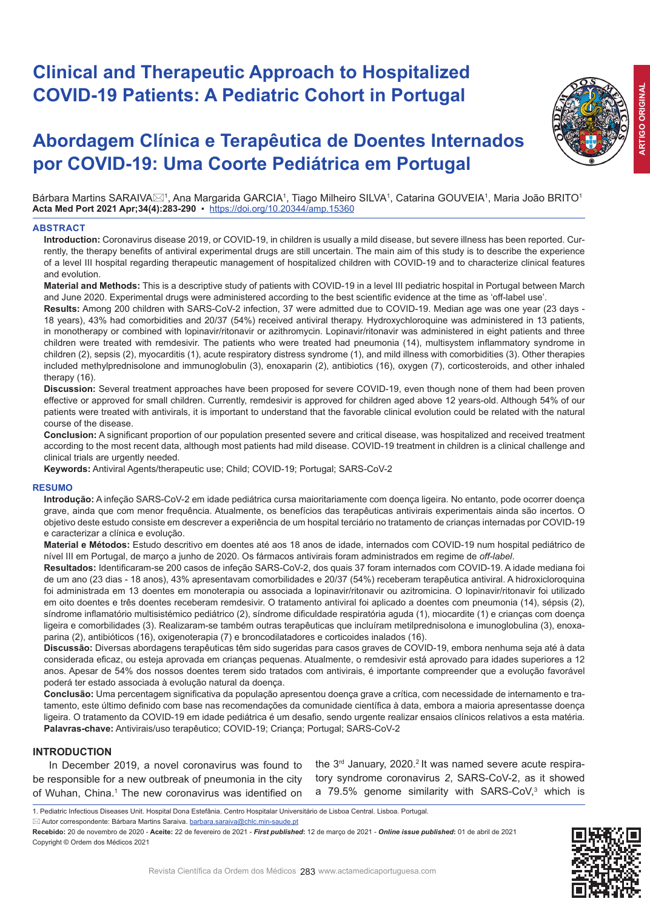# Clinical and Therapeutic Approach to Hospitalized COVID-19 Patients: A Pediatric Cohort in Portugal

# Abordagem Clínica e Terapêutica de Doentes Internados por COVID-19: Uma Coorte Pediátrica em Portugal

Bárbara Martins SARAIVA✉[1], Ana Margarida GARCIA[1], Tiago Milheiro SILVA[1], Catarina GOUVEIA[1], Maria João BRITO[1]

**Acta Med Port 2021 Apr;34(4):283-290** ▪ https://doi.org/10.20344/amp.15360

## ABSTRACT

**Introduction:** Coronavirus disease 2019, or COVID-19, in children is usually a mild disease, but severe illness has been reported. Currently, the therapy benefits of antiviral experimental drugs are still uncertain. The main aim of this study is to describe the experience of a level III hospital regarding therapeutic management of hospitalized children with COVID-19 and to characterize clinical features and evolution.

**Material and Methods:** This is a descriptive study of patients with COVID-19 in a level III pediatric hospital in Portugal between March and June 2020. Experimental drugs were administered according to the best scientific evidence at the time as 'off-label use'.

**Results:** Among 200 children with SARS-CoV-2 infection, 37 were admitted due to COVID-19. Median age was one year (23 days - 18 years), 43% had comorbidities and 20/37 (54%) received antiviral therapy. Hydroxychloroquine was administered in 13 patients, in monotherapy or combined with lopinavir/ritonavir or azithromycin. Lopinavir/ritonavir was administered in eight patients and three children were treated with remdesivir. The patients who were treated had pneumonia (14), multisystem inflammatory syndrome in children (2), sepsis (2), myocarditis (1), acute respiratory distress syndrome (1), and mild illness with comorbidities (3). Other therapies included methylprednisolone and immunoglobulin (3), enoxaparin (2), antibiotics (16), oxygen (7), corticosteroids, and other inhaled therapy (16).

**Discussion:** Several treatment approaches have been proposed for severe COVID-19, even though none of them had been proven effective or approved for small children. Currently, remdesivir is approved for children aged above 12 years-old. Although 54% of our patients were treated with antivirals, it is important to understand that the favorable clinical evolution could be related with the natural course of the disease.

**Conclusion:** A significant proportion of our population presented severe and critical disease, was hospitalized and received treatment according to the most recent data, although most patients had mild disease. COVID-19 treatment in children is a clinical challenge and clinical trials are urgently needed.

**Keywords:** Antiviral Agents/therapeutic use; Child; COVID-19; Portugal; SARS-CoV-2

## RESUMO

**Introdução:** A infeção SARS-CoV-2 em idade pediátrica cursa maioritariamente com doença ligeira. No entanto, pode ocorrer doença grave, ainda que com menor frequência. Atualmente, os benefícios das terapêuticas antivirais experimentais ainda são incertos. O objetivo deste estudo consiste em descrever a experiência de um hospital terciário no tratamento de crianças internadas por COVID-19 e caracterizar a clínica e evolução.

**Material e Métodos:** Estudo descritivo em doentes até aos 18 anos de idade, internados com COVID-19 num hospital pediátrico de nível III em Portugal, de março a junho de 2020. Os fármacos antivirais foram administrados em regime de *off-label*.

**Resultados:** Identificaram-se 200 casos de infeção SARS-CoV-2, dos quais 37 foram internados com COVID-19. A idade mediana foi de um ano (23 dias - 18 anos), 43% apresentavam comorbidades e 20/37 (54%) receberam terapêutica antiviral. A hidroxicloroquina foi administrada em 13 doentes em monoterapia ou associada a lopinavir/ritonavir ou azitromicina. O lopinavir/ritonavir foi utilizado em oito doentes e três doentes receberam remdesivir. O tratamento antiviral foi aplicado a doentes com pneumonia (14), sépsis (2), síndrome inflamatório multisistémico pediátrico (2), síndrome dificuldade respiratória aguda (1), miocardite (1) e crianças com doença ligeira e comorbilidades (3). Realizaram-se também outras terapêuticas que incluíram metilprednisolona e imunoglobulina (3), enoxaparina (2), antibióticos (16), oxigenoterapia (7) e broncodilatadores e corticoides inalados (16).

**Discussão:** Diversas abordagens terapêuticas têm sido sugeridas para casos graves de COVID-19, embora nenhuma seja até à data considerada eficaz, ou esteja aprovada em crianças pequenas. Atualmente, o remdesivir está aprovado para idades superiores a 12 anos. Apesar de 54% dos nossos doentes terem sido tratados com antivirais, é importante compreender que a evolução favorável poderá ter estado associada à evolução natural da doença.

**Conclusão:** Uma percentagem significativa da população apresentou doença grave a crítica, com necessidade de internamento e tratamento, este último definido com base nas recomendações da comunidade científica à data, embora a maioria apresentasse doença ligeira. O tratamento da COVID-19 em idade pediátrica é um desafio, sendo urgente realizar ensaios clínicos relativos a esta matéria.

**Palavras-chave:** Antivirais/uso terapêutico; COVID-19; Criança; Portugal; SARS-CoV-2

## INTRODUCTION

In December 2019, a novel coronavirus was found to be responsible for a new outbreak of pneumonia in the city of Wuhan, China.[1] The new coronavirus was identified on the 3rd January, 2020.[2] It was named severe acute respiratory syndrome coronavirus 2, SARS-CoV-2, as it showed a 79.5% genome similarity with SARS-CoV,[3] which is

---

1. Pediatric Infectious Diseases Unit. Hospital Dona Estefânia. Centro Hospitalar Universitário de Lisboa Central. Lisboa. Portugal.

✉ Autor correspondente: Bárbara Martins Saraiva. barbara.saraiva@chlc.min-saude.pt

**Recebido:** 20 de novembro de 2020 - **Aceite:** 22 de fevereiro de 2021 - ***First published***: 12 de março de 2021 - ***Online issue published***: 01 de abril de 2021

Copyright © Ordem dos Médicos 2021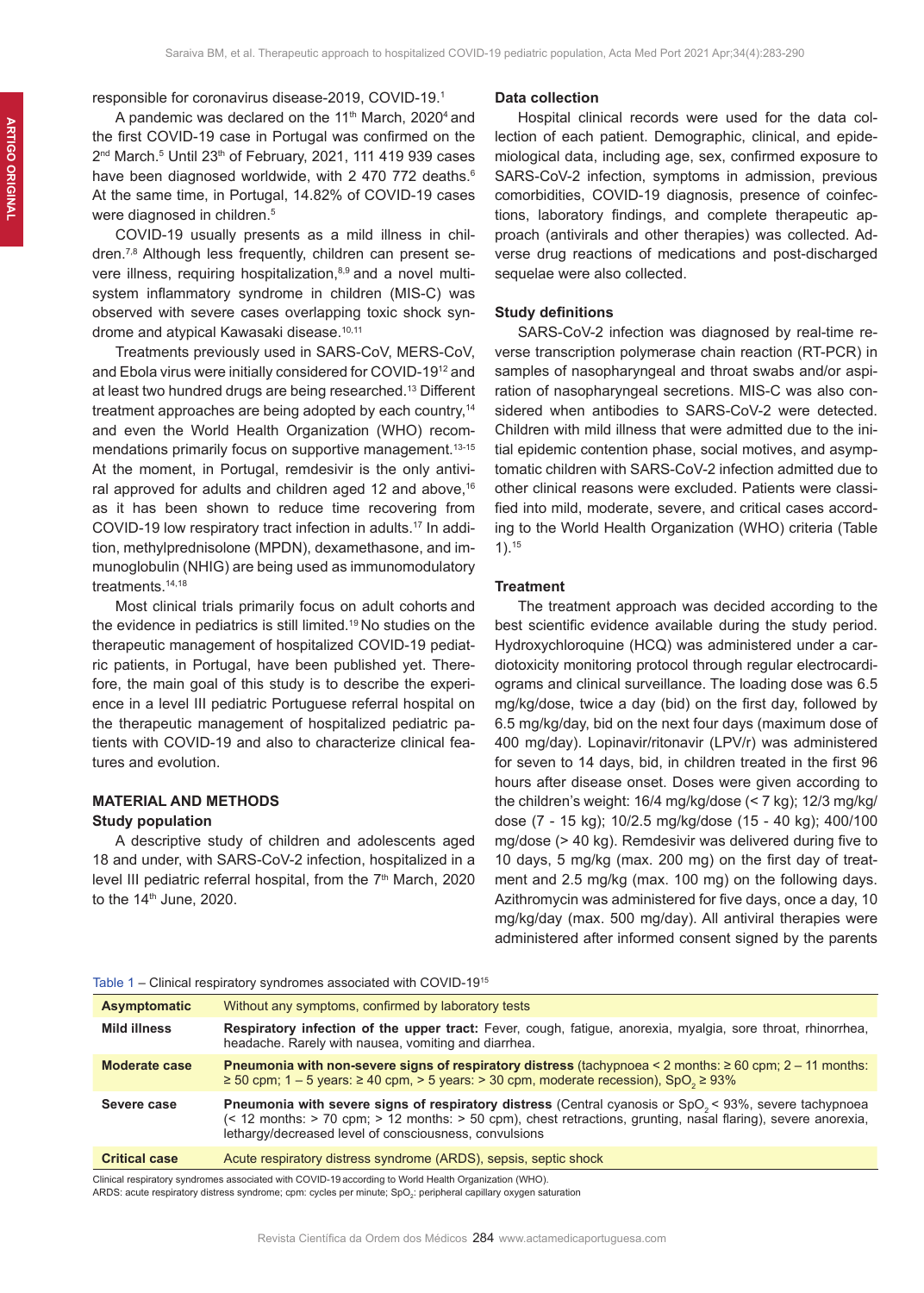responsible for coronavirus disease-2019, COVID-19.[1]

A pandemic was declared on the 11th March, 2020[4] and the first COVID-19 case in Portugal was confirmed on the 2nd March.[5] Until 23th of February, 2021, 111 419 939 cases have been diagnosed worldwide, with 2 470 772 deaths.[6] At the same time, in Portugal, 14.82% of COVID-19 cases were diagnosed in children.[5]

COVID-19 usually presents as a mild illness in children.[7,8] Although less frequently, children can present severe illness, requiring hospitalization,[8,9] and a novel multisystem inflammatory syndrome in children (MIS-C) was observed with severe cases overlapping toxic shock syndrome and atypical Kawasaki disease.[10,11]

Treatments previously used in SARS-CoV, MERS-CoV, and Ebola virus were initially considered for COVID-19[12] and at least two hundred drugs are being researched.[13] Different treatment approaches are being adopted by each country,[14] and even the World Health Organization (WHO) recommendations primarily focus on supportive management.[13-15] At the moment, in Portugal, remdesivir is the only antiviral approved for adults and children aged 12 and above,[16] as it has been shown to reduce time recovering from COVID-19 low respiratory tract infection in adults.[17] In addition, methylprednisolone (MPDN), dexamethasone, and immunoglobulin (NHIG) are being used as immunomodulatory treatments.[14,18]

Most clinical trials primarily focus on adult cohorts and the evidence in pediatrics is still limited.[19] No studies on the therapeutic management of hospitalized COVID-19 pediatric patients, in Portugal, have been published yet. Therefore, the main goal of this study is to describe the experience in a level III pediatric Portuguese referral hospital on the therapeutic management of hospitalized pediatric patients with COVID-19 and also to characterize clinical features and evolution.

## MATERIAL AND METHODS

### Study population

A descriptive study of children and adolescents aged 18 and under, with SARS-CoV-2 infection, hospitalized in a level III pediatric referral hospital, from the 7th March, 2020 to the 14th June, 2020.

### Data collection

Hospital clinical records were used for the data collection of each patient. Demographic, clinical, and epidemiological data, including age, sex, confirmed exposure to SARS-CoV-2 infection, symptoms in admission, previous comorbidities, COVID-19 diagnosis, presence of coinfections, laboratory findings, and complete therapeutic approach (antivirals and other therapies) was collected. Adverse drug reactions of medications and post-discharged sequelae were also collected.

### Study definitions

SARS-CoV-2 infection was diagnosed by real-time reverse transcription polymerase chain reaction (RT-PCR) in samples of nasopharyngeal and throat swabs and/or aspiration of nasopharyngeal secretions. MIS-C was also considered when antibodies to SARS-CoV-2 were detected. Children with mild illness that were admitted due to the initial epidemic contention phase, social motives, and asymptomatic children with SARS-CoV-2 infection admitted due to other clinical reasons were excluded. Patients were classified into mild, moderate, severe, and critical cases according to the World Health Organization (WHO) criteria (Table 1).[15]

### Treatment

The treatment approach was decided according to the best scientific evidence available during the study period. Hydroxychloroquine (HCQ) was administered under a cardiotoxicity monitoring protocol through regular electrocardiograms and clinical surveillance. The loading dose was 6.5 mg/kg/dose, twice a day (bid) on the first day, followed by 6.5 mg/kg/day, bid on the next four days (maximum dose of 400 mg/day). Lopinavir/ritonavir (LPV/r) was administered for seven to 14 days, bid, in children treated in the first 96 hours after disease onset. Doses were given according to the children's weight: 16/4 mg/kg/dose (< 7 kg); 12/3 mg/kg/dose (7 - 15 kg); 10/2.5 mg/kg/dose (15 - 40 kg); 400/100 mg/dose (> 40 kg). Remdesivir was delivered during five to 10 days, 5 mg/kg (max. 200 mg) on the first day of treatment and 2.5 mg/kg (max. 100 mg) on the following days. Azithromycin was administered for five days, once a day, 10 mg/kg/day (max. 500 mg/day). All antiviral therapies were administered after informed consent signed by the parents

Table 1 – Clinical respiratory syndromes associated with COVID-19[15]

| | |
|---|---|
| **Asymptomatic** | Without any symptoms, confirmed by laboratory tests |
| **Mild illness** | **Respiratory infection of the upper tract:** Fever, cough, fatigue, anorexia, myalgia, sore throat, rhinorrhea, headache. Rarely with nausea, vomiting and diarrhea. |
| **Moderate case** | **Pneumonia with non-severe signs of respiratory distress** (tachypnoea < 2 months: ≥ 60 cpm; 2 – 11 months: ≥ 50 cpm; 1 – 5 years: ≥ 40 cpm, > 5 years: > 30 cpm, moderate recession), $SpO_2$ ≥ 93% |
| **Severe case** | **Pneumonia with severe signs of respiratory distress** (Central cyanosis or $SpO_2$ < 93%, severe tachypnoea (< 12 months: > 70 cpm; > 12 months: > 50 cpm), chest retractions, grunting, nasal flaring), severe anorexia, lethargy/decreased level of consciousness, convulsions |
| **Critical case** | Acute respiratory distress syndrome (ARDS), sepsis, septic shock |

Clinical respiratory syndromes associated with COVID-19 according to World Health Organization (WHO).
ARDS: acute respiratory distress syndrome; cpm: cycles per minute; $SpO_2$: peripheral capillary oxygen saturation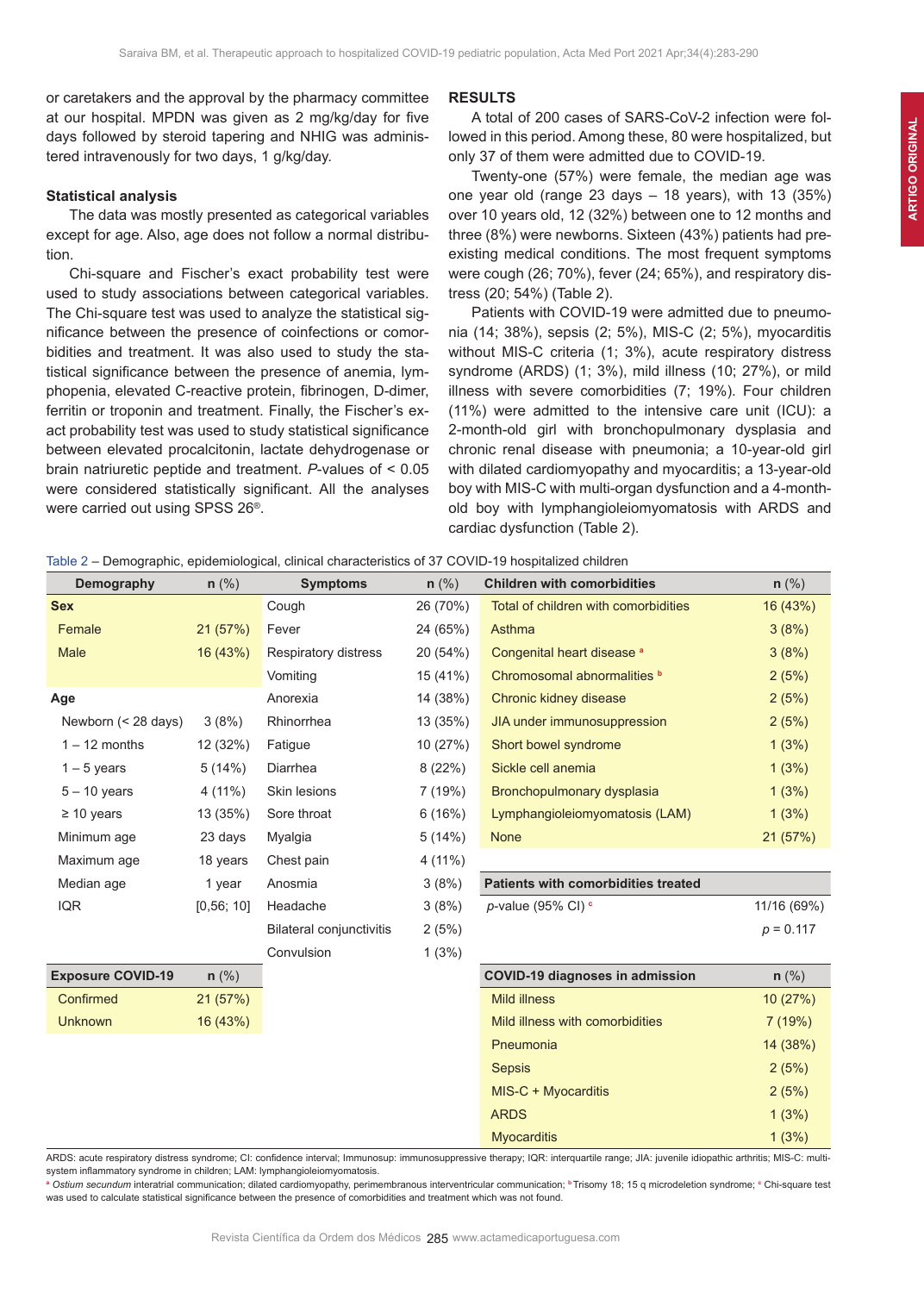or caretakers and the approval by the pharmacy committee at our hospital. MPDN was given as 2 mg/kg/day for five days followed by steroid tapering and NHIG was administered intravenously for two days, 1 g/kg/day.

### Statistical analysis

The data was mostly presented as categorical variables except for age. Also, age does not follow a normal distribution.

Chi-square and Fischer's exact probability test were used to study associations between categorical variables. The Chi-square test was used to analyze the statistical significance between the presence of coinfections or comorbidities and treatment. It was also used to study the statistical significance between the presence of anemia, lymphopenia, elevated C-reactive protein, fibrinogen, D-dimer, ferritin or troponin and treatment. Finally, the Fischer's exact probability test was used to study statistical significance between elevated procalcitonin, lactate dehydrogenase or brain natriuretic peptide and treatment. *P*-values of < 0.05 were considered statistically significant. All the analyses were carried out using SPSS 26®.

## RESULTS

A total of 200 cases of SARS-CoV-2 infection were followed in this period. Among these, 80 were hospitalized, but only 37 of them were admitted due to COVID-19.

Twenty-one (57%) were female, the median age was one year old (range 23 days – 18 years), with 13 (35%) over 10 years old, 12 (32%) between one to 12 months and three (8%) were newborns. Sixteen (43%) patients had preexisting medical conditions. The most frequent symptoms were cough (26; 70%), fever (24; 65%), and respiratory distress (20; 54%) (Table 2).

Patients with COVID-19 were admitted due to pneumonia (14; 38%), sepsis (2; 5%), MIS-C (2; 5%), myocarditis without MIS-C criteria (1; 3%), acute respiratory distress syndrome (ARDS) (1; 3%), mild illness (10; 27%), or mild illness with severe comorbidities (7; 19%). Four children (11%) were admitted to the intensive care unit (ICU): a 2-month-old girl with bronchopulmonary dysplasia and chronic renal disease with pneumonia; a 10-year-old girl with dilated cardiomyopathy and myocarditis; a 13-year-old boy with MIS-C with multi-organ dysfunction and a 4-month-old boy with lymphangioleiomyomatosis with ARDS and cardiac dysfunction (Table 2).

Table 2 – Demographic, epidemiological, clinical characteristics of 37 COVID-19 hospitalized children

| Demography | n (%) | Symptoms | n (%) | Children with comorbidities | n (%) |
|---|---|---|---|---|---|
| **Sex** | | Cough | 26 (70%) | Total of children with comorbidities | 16 (43%) |
| Female | 21 (57%) | Fever | 24 (65%) | Asthma | 3 (8%) |
| Male | 16 (43%) | Respiratory distress | 20 (54%) | Congenital heart disease [a] | 3 (8%) |
| | | Vomiting | 15 (41%) | Chromosomal abnormalities [b] | 2 (5%) |
| **Age** | | Anorexia | 14 (38%) | Chronic kidney disease | 2 (5%) |
| Newborn (< 28 days) | 3 (8%) | Rhinorrhea | 13 (35%) | JIA under immunosuppression | 2 (5%) |
| 1 – 12 months | 12 (32%) | Fatigue | 10 (27%) | Short bowel syndrome | 1 (3%) |
| 1 – 5 years | 5 (14%) | Diarrhea | 8 (22%) | Sickle cell anemia | 1 (3%) |
| 5 – 10 years | 4 (11%) | Skin lesions | 7 (19%) | Bronchopulmonary dysplasia | 1 (3%) |
| ≥ 10 years | 13 (35%) | Sore throat | 6 (16%) | Lymphangioleiomyomatosis (LAM) | 1 (3%) |
| Minimum age | 23 days | Myalgia | 5 (14%) | None | 21 (57%) |
| Maximum age | 18 years | Chest pain | 4 (11%) | | |
| Median age | 1 year | Anosmia | 3 (8%) | **Patients with comorbidities treated** | |
| IQR | [0,56; 10] | Headache | 3 (8%) | *p*-value (95% CI) [c] | 11/16 (69%) |
| | | Bilateral conjunctivitis | 2 (5%) | | $p = 0.117$ |
| | | Convulsion | 1 (3%) | | |
| **Exposure COVID-19** | **n (%)** | | | **COVID-19 diagnoses in admission** | **n (%)** |
| Confirmed | 21 (57%) | | | Mild illness | 10 (27%) |
| Unknown | 16 (43%) | | | Mild illness with comorbidities | 7 (19%) |
| | | | | Pneumonia | 14 (38%) |
| | | | | Sepsis | 2 (5%) |
| | | | | MIS-C + Myocarditis | 2 (5%) |
| | | | | ARDS | 1 (3%) |
| | | | | Myocarditis | 1 (3%) |

ARDS: acute respiratory distress syndrome; CI: confidence interval; Immunosup: immunosuppressive therapy; IQR: interquartile range; JIA: juvenile idiopathic arthritis; MIS-C: multisystem inflammatory syndrome in children; LAM: lymphangioleiomyomatosis.

[a] *Ostium secundum* interatrial communication; dilated cardiomyopathy, perimembranous interventricular communication; [b] Trisomy 18; 15 q microdeletion syndrome; [c] Chi-square test was used to calculate statistical significance between the presence of comorbidities and treatment which was not found.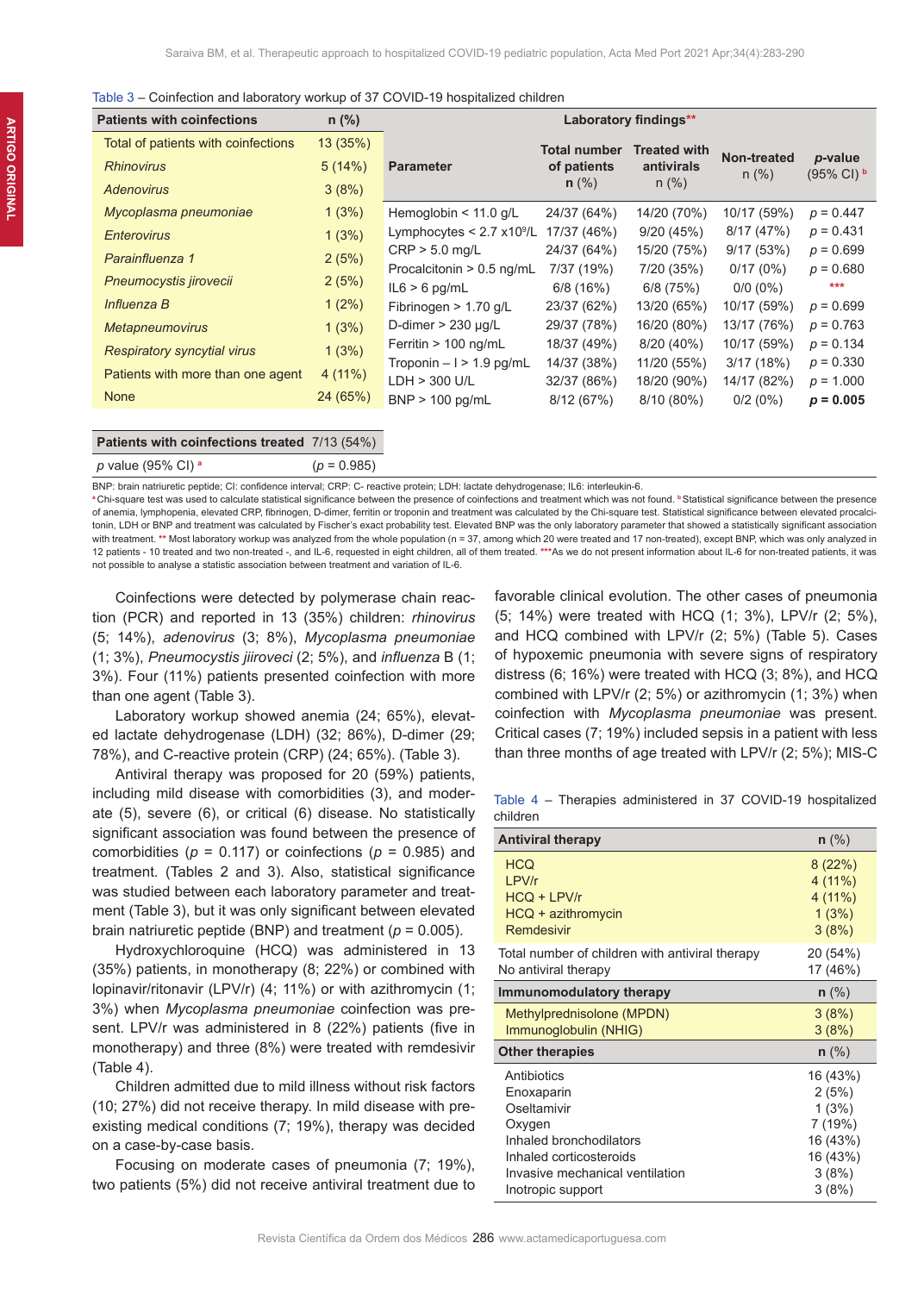Table 3 – Coinfection and laboratory workup of 37 COVID-19 hospitalized children

| Patients with coinfections | n (%) |
|---|---|
| Total of patients with coinfections | 13 (35%) |
| *Rhinovirus* | 5 (14%) |
| *Adenovirus* | 3 (8%) |
| *Mycoplasma pneumoniae* | 1 (3%) |
| *Enterovirus* | 1 (3%) |
| *Parainfluenza 1* | 2 (5%) |
| *Pneumocystis jirovecii* | 2 (5%) |
| *Influenza B* | 1 (2%) |
| *Metapneumovirus* | 1 (3%) |
| *Respiratory syncytial virus* | 1 (3%) |
| Patients with more than one agent | 4 (11%) |
| None | 24 (65%) |
| **Patients with coinfections treated** | **7/13 (54%)** |
| *p* value (95% CI) [a] | (*p* = 0.985) |

| Laboratory findings** | | | | |
|---|---|---|---|---|
| **Parameter** | **Total number of patients** n (%) | **Treated with antivirals** n (%) | **Non-treated** n (%) | ***p*-value** (95% CI) [b] |
| Hemoglobin < 11.0 g/L | 24/37 (64%) | 14/20 (70%) | 10/17 (59%) | *p* = 0.447 |
| Lymphocytes < 2.7 $x10^9$/L | 17/37 (46%) | 9/20 (45%) | 8/17 (47%) | *p* = 0.431 |
| CRP > 5.0 mg/L | 24/37 (64%) | 15/20 (75%) | 9/17 (53%) | *p* = 0.699 |
| Procalcitonin > 0.5 ng/mL | 7/37 (19%) | 7/20 (35%) | 0/17 (0%) | *p* = 0.680 |
| IL6 > 6 pg/mL | 6/8 (16%) | 6/8 (75%) | 0/0 (0%) | *** |
| Fibrinogen > 1.70 g/L | 23/37 (62%) | 13/20 (65%) | 10/17 (59%) | *p* = 0.699 |
| D-dimer > 230 µg/L | 29/37 (78%) | 16/20 (80%) | 13/17 (76%) | *p* = 0.763 |
| Ferritin > 100 ng/mL | 18/37 (49%) | 8/20 (40%) | 10/17 (59%) | *p* = 0.134 |
| Troponin – I > 1.9 pg/mL | 14/37 (38%) | 11/20 (55%) | 3/17 (18%) | *p* = 0.330 |
| LDH > 300 U/L | 32/37 (86%) | 18/20 (90%) | 14/17 (82%) | *p* = 1.000 |
| BNP > 100 pg/mL | 8/12 (67%) | 8/10 (80%) | 0/2 (0%) | ***p* = 0.005** |

BNP: brain natriuretic peptide; CI: confidence interval; CRP: C- reactive protein; LDH: lactate dehydrogenase; IL6: interleukin-6.
[a] Chi-square test was used to calculate statistical significance between the presence of coinfections and treatment which was not found. [b] Statistical significance between the presence of anemia, lymphopenia, elevated CRP, fibrinogen, D-dimer, ferritin or troponin and treatment was calculated by the Chi-square test. Statistical significance between elevated procalcitonin, LDH or BNP and treatment was calculated by Fischer's exact probability test. Elevated BNP was the only laboratory parameter that showed a statistically significant association with treatment. ** Most laboratory workup was analyzed from the whole population (n = 37, among which 20 were treated and 17 non-treated), except BNP, which was only analyzed in 12 patients - 10 treated and two non-treated -, and IL-6, requested in eight children, all of them treated. ***As we do not present information about IL-6 for non-treated patients, it was not possible to analyse a statistic association between treatment and variation of IL-6.

Coinfections were detected by polymerase chain reaction (PCR) and reported in 13 (35%) children: *rhinovirus* (5; 14%), *adenovirus* (3; 8%), *Mycoplasma pneumoniae* (1; 3%), *Pneumocystis jiiroveci* (2; 5%), and *influenza* B (1; 3%). Four (11%) patients presented coinfection with more than one agent (Table 3).

Laboratory workup showed anemia (24; 65%), elevated lactate dehydrogenase (LDH) (32; 86%), D-dimer (29; 78%), and C-reactive protein (CRP) (24; 65%). (Table 3).

Antiviral therapy was proposed for 20 (59%) patients, including mild disease with comorbidities (3), and moderate (5), severe (6), or critical (6) disease. No statistically significant association was found between the presence of comorbidities (*p* = 0.117) or coinfections (*p* = 0.985) and treatment. (Tables 2 and 3). Also, statistical significance was studied between each laboratory parameter and treatment (Table 3), but it was only significant between elevated brain natriuretic peptide (BNP) and treatment (*p* = 0.005).

Hydroxychloroquine (HCQ) was administered in 13 (35%) patients, in monotherapy (8; 22%) or combined with lopinavir/ritonavir (LPV/r) (4; 11%) or with azithromycin (1; 3%) when *Mycoplasma pneumoniae* coinfection was present. LPV/r was administered in 8 (22%) patients (five in monotherapy) and three (8%) were treated with remdesivir (Table 4).

Children admitted due to mild illness without risk factors (10; 27%) did not receive therapy. In mild disease with preexisting medical conditions (7; 19%), therapy was decided on a case-by-case basis.

Focusing on moderate cases of pneumonia (7; 19%), two patients (5%) did not receive antiviral treatment due to favorable clinical evolution. The other cases of pneumonia (5; 14%) were treated with HCQ (1; 3%), LPV/r (2; 5%), and HCQ combined with LPV/r (2; 5%) (Table 5). Cases of hypoxemic pneumonia with severe signs of respiratory distress (6; 16%) were treated with HCQ (3; 8%), and HCQ combined with LPV/r (2; 5%) or azithromycin (1; 3%) when coinfection with *Mycoplasma pneumoniae* was present. Critical cases (7; 19%) included sepsis in a patient with less than three months of age treated with LPV/r (2; 5%); MIS-C

Table 4 – Therapies administered in 37 COVID-19 hospitalized children

| **Antiviral therapy** | **n** (%) |
|---|---|
| HCQ | 8 (22%) |
| LPV/r | 4 (11%) |
| HCQ + LPV/r | 4 (11%) |
| HCQ + azithromycin | 1 (3%) |
| Remdesivir | 3 (8%) |
| Total number of children with antiviral therapy | 20 (54%) |
| No antiviral therapy | 17 (46%) |
| **Immunomodulatory therapy** | **n** (%) |
| Methylprednisolone (MPDN) | 3 (8%) |
| Immunoglobulin (NHIG) | 3 (8%) |
| **Other therapies** | **n** (%) |
| Antibiotics | 16 (43%) |
| Enoxaparin | 2 (5%) |
| Oseltamivir | 1 (3%) |
| Oxygen | 7 (19%) |
| Inhaled bronchodilators | 16 (43%) |
| Inhaled corticosteroids | 16 (43%) |
| Invasive mechanical ventilation | 3 (8%) |
| Inotropic support | 3 (8%) |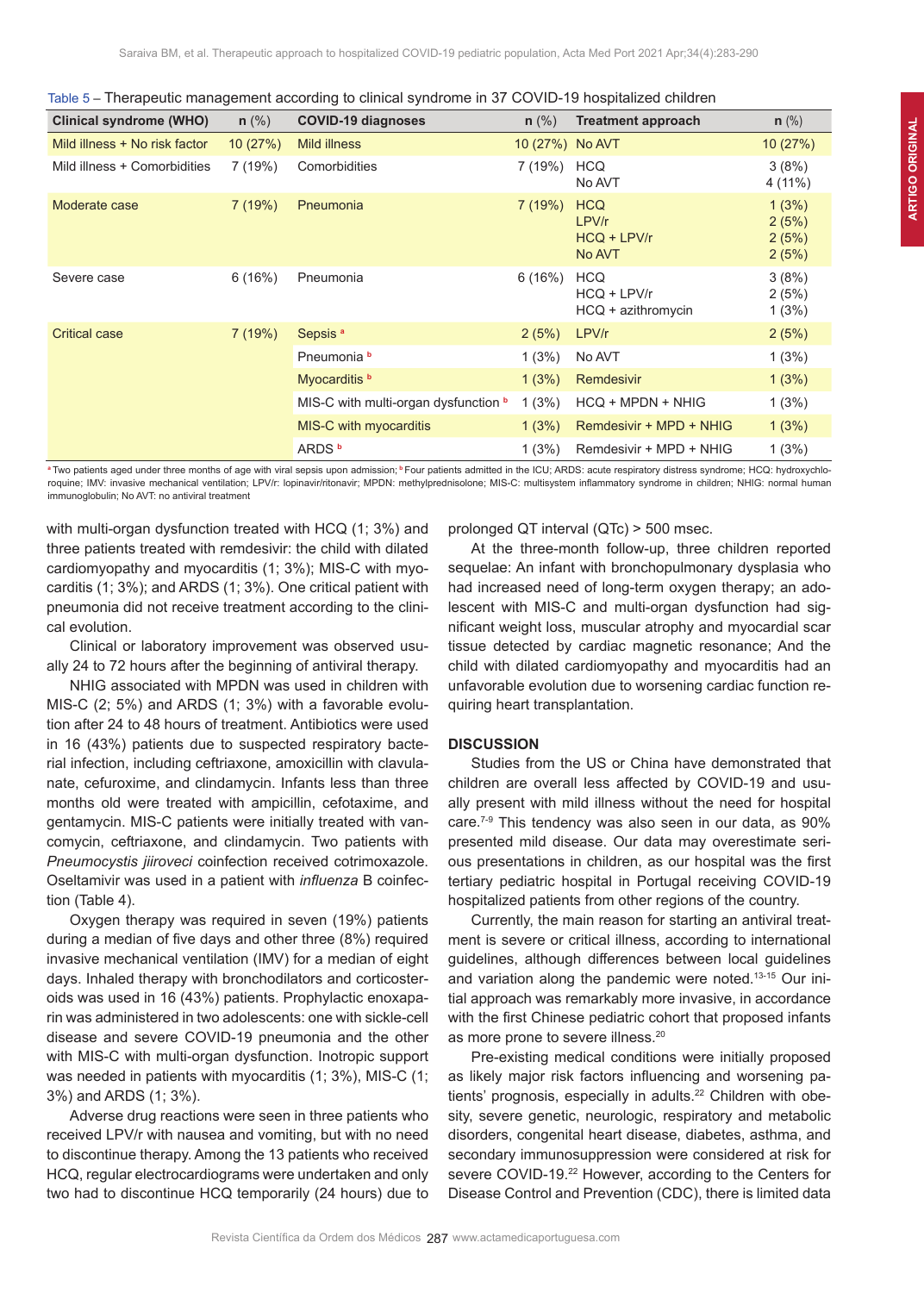Table 5 – Therapeutic management according to clinical syndrome in 37 COVID-19 hospitalized children

| Clinical syndrome (WHO) | n (%) | COVID-19 diagnoses | n (%) | Treatment approach | n (%) |
|---|---|---|---|---|---|
| Mild illness + No risk factor | 10 (27%) | Mild illness | 10 (27%) | No AVT | 10 (27%) |
| Mild illness + Comorbidities | 7 (19%) | Comorbidities | 7 (19%) | HCQ<br>No AVT | 3 (8%)<br>4 (11%) |
| Moderate case | 7 (19%) | Pneumonia | 7 (19%) | HCQ<br>LPV/r<br>HCQ + LPV/r<br>No AVT | 1 (3%)<br>2 (5%)<br>2 (5%)<br>2 (5%) |
| Severe case | 6 (16%) | Pneumonia | 6 (16%) | HCQ<br>HCQ + LPV/r<br>HCQ + azithromycin | 3 (8%)<br>2 (5%)<br>1 (3%) |
| Critical case | 7 (19%) | Sepsis [a] | 2 (5%) | LPV/r | 2 (5%) |
| | | Pneumonia [b] | 1 (3%) | No AVT | 1 (3%) |
| | | Myocarditis [b] | 1 (3%) | Remdesivir | 1 (3%) |
| | | MIS-C with multi-organ dysfunction [b] | 1 (3%) | HCQ + MPDN + NHIG | 1 (3%) |
| | | MIS-C with myocarditis | 1 (3%) | Remdesivir + MPD + NHIG | 1 (3%) |
| | | ARDS [b] | 1 (3%) | Remdesivir + MPD + NHIG | 1 (3%) |

[a] Two patients aged under three months of age with viral sepsis upon admission; [b] Four patients admitted in the ICU; ARDS: acute respiratory distress syndrome; HCQ: hydroxychloroquine; IMV: invasive mechanical ventilation; LPV/r: lopinavir/ritonavir; MPDN: methylprednisolone; MIS-C: multisystem inflammatory syndrome in children; NHIG: normal human immunoglobulin; No AVT: no antiviral treatment

with multi-organ dysfunction treated with HCQ (1; 3%) and three patients treated with remdesivir: the child with dilated cardiomyopathy and myocarditis (1; 3%); MIS-C with myocarditis (1; 3%); and ARDS (1; 3%). One critical patient with pneumonia did not receive treatment according to the clinical evolution.

Clinical or laboratory improvement was observed usually 24 to 72 hours after the beginning of antiviral therapy.

NHIG associated with MPDN was used in children with MIS-C (2; 5%) and ARDS (1; 3%) with a favorable evolution after 24 to 48 hours of treatment. Antibiotics were used in 16 (43%) patients due to suspected respiratory bacterial infection, including ceftriaxone, amoxicillin with clavulanate, cefuroxime, and clindamycin. Infants less than three months old were treated with ampicillin, cefotaxime, and gentamycin. MIS-C patients were initially treated with vancomycin, ceftriaxone, and clindamycin. Two patients with *Pneumocystis jiiroveci* coinfection received cotrimoxazole. Oseltamivir was used in a patient with *influenza* B coinfection (Table 4).

Oxygen therapy was required in seven (19%) patients during a median of five days and other three (8%) required invasive mechanical ventilation (IMV) for a median of eight days. Inhaled therapy with bronchodilators and corticosteroids was used in 16 (43%) patients. Prophylactic enoxaparin was administered in two adolescents: one with sickle-cell disease and severe COVID-19 pneumonia and the other with MIS-C with multi-organ dysfunction. Inotropic support was needed in patients with myocarditis (1; 3%), MIS-C (1; 3%) and ARDS (1; 3%).

Adverse drug reactions were seen in three patients who received LPV/r with nausea and vomiting, but with no need to discontinue therapy. Among the 13 patients who received HCQ, regular electrocardiograms were undertaken and only two had to discontinue HCQ temporarily (24 hours) due to prolonged QT interval (QTc) > 500 msec.

At the three-month follow-up, three children reported sequelae: An infant with bronchopulmonary dysplasia who had increased need of long-term oxygen therapy; an adolescent with MIS-C and multi-organ dysfunction had significant weight loss, muscular atrophy and myocardial scar tissue detected by cardiac magnetic resonance; And the child with dilated cardiomyopathy and myocarditis had an unfavorable evolution due to worsening cardiac function requiring heart transplantation.

## DISCUSSION

Studies from the US or China have demonstrated that children are overall less affected by COVID-19 and usually present with mild illness without the need for hospital care.[7-9] This tendency was also seen in our data, as 90% presented mild disease. Our data may overestimate serious presentations in children, as our hospital was the first tertiary pediatric hospital in Portugal receiving COVID-19 hospitalized patients from other regions of the country.

Currently, the main reason for starting an antiviral treatment is severe or critical illness, according to international guidelines, although differences between local guidelines and variation along the pandemic were noted.[13-15] Our initial approach was remarkably more invasive, in accordance with the first Chinese pediatric cohort that proposed infants as more prone to severe illness.[20]

Pre-existing medical conditions were initially proposed as likely major risk factors influencing and worsening patients' prognosis, especially in adults.[22] Children with obesity, severe genetic, neurologic, respiratory and metabolic disorders, congenital heart disease, diabetes, asthma, and secondary immunosuppression were considered at risk for severe COVID-19.[22] However, according to the Centers for Disease Control and Prevention (CDC), there is limited data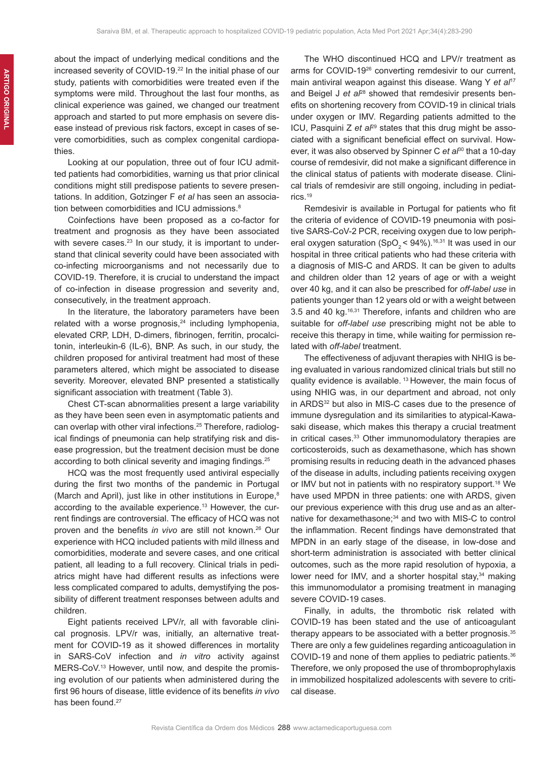about the impact of underlying medical conditions and the increased severity of COVID-19.[22] In the initial phase of our study, patients with comorbidities were treated even if the symptoms were mild. Throughout the last four months, as clinical experience was gained, we changed our treatment approach and started to put more emphasis on severe disease instead of previous risk factors, except in cases of severe comorbidities, such as complex congenital cardiopathies.

Looking at our population, three out of four ICU admitted patients had comorbidities, warning us that prior clinical conditions might still predispose patients to severe presentations. In addition, Gotzinger F *et al* has seen an association between comorbidities and ICU admissions.[8]

Coinfections have been proposed as a co-factor for treatment and prognosis as they have been associated with severe cases.[23] In our study, it is important to understand that clinical severity could have been associated with co-infecting microorganisms and not necessarily due to COVID-19. Therefore, it is crucial to understand the impact of co-infection in disease progression and severity and, consecutively, in the treatment approach.

In the literature, the laboratory parameters have been related with a worse prognosis,[24] including lymphopenia, elevated CRP, LDH, D-dimers, fibrinogen, ferritin, procalcitonin, interleukin-6 (IL-6), BNP. As such, in our study, the children proposed for antiviral treatment had most of these parameters altered, which might be associated to disease severity. Moreover, elevated BNP presented a statistically significant association with treatment (Table 3).

Chest CT-scan abnormalities present a large variability as they have been seen even in asymptomatic patients and can overlap with other viral infections.[25] Therefore, radiological findings of pneumonia can help stratifying risk and disease progression, but the treatment decision must be done according to both clinical severity and imaging findings.[25]

HCQ was the most frequently used antiviral especially during the first two months of the pandemic in Portugal (March and April), just like in other institutions in Europe,[8] according to the available experience.[13] However, the current findings are controversial. The efficacy of HCQ was not proven and the benefits *in vivo* are still not known.[26] Our experience with HCQ included patients with mild illness and comorbidities, moderate and severe cases, and one critical patient, all leading to a full recovery. Clinical trials in pediatrics might have had different results as infections were less complicated compared to adults, demystifying the possibility of different treatment responses between adults and children.

Eight patients received LPV/r, all with favorable clinical prognosis. LPV/r was, initially, an alternative treatment for COVID-19 as it showed differences in mortality in SARS-CoV infection and *in vitro* activity against MERS-CoV.[13] However, until now, and despite the promising evolution of our patients when administered during the first 96 hours of disease, little evidence of its benefits *in vivo* has been found.[27]

The WHO discontinued HCQ and LPV/r treatment as arms for COVID-19[26] converting remdesivir to our current, main antiviral weapon against this disease. Wang Y *et al*[17] and Beigel J *et al*[28] showed that remdesivir presents benefits on shortening recovery from COVID-19 in clinical trials under oxygen or IMV. Regarding patients admitted to the ICU, Pasquini Z *et al*[29] states that this drug might be associated with a significant beneficial effect on survival. However, it was also observed by Spinner C *et al*[30] that a 10-day course of remdesivir, did not make a significant difference in the clinical status of patients with moderate disease. Clinical trials of remdesivir are still ongoing, including in pediatrics.[19]

Remdesivir is available in Portugal for patients who fit the criteria of evidence of COVID-19 pneumonia with positive SARS-CoV-2 PCR, receiving oxygen due to low peripheral oxygen saturation ($SpO_2 < 94\%$).[16,31] It was used in our hospital in three critical patients who had these criteria with a diagnosis of MIS-C and ARDS. It can be given to adults and children older than 12 years of age or with a weight over 40 kg, and it can also be prescribed for *off-label use* in patients younger than 12 years old or with a weight between 3.5 and 40 kg.[16,31] Therefore, infants and children who are suitable for *off-label use* prescribing might not be able to receive this therapy in time, while waiting for permission related with *off-label* treatment.

The effectiveness of adjuvant therapies with NHIG is being evaluated in various randomized clinical trials but still no quality evidence is available.[13] However, the main focus of using NHIG was, in our department and abroad, not only in ARDS[32] but also in MIS-C cases due to the presence of immune dysregulation and its similarities to atypical-Kawasaki disease, which makes this therapy a crucial treatment in critical cases.[33] Other immunomodulatory therapies are corticosteroids, such as dexamethasone, which has shown promising results in reducing death in the advanced phases of the disease in adults, including patients receiving oxygen or IMV but not in patients with no respiratory support.[18] We have used MPDN in three patients: one with ARDS, given our previous experience with this drug use and as an alternative for dexamethasone;[34] and two with MIS-C to control the inflammation. Recent findings have demonstrated that MPDN in an early stage of the disease, in low-dose and short-term administration is associated with better clinical outcomes, such as the more rapid resolution of hypoxia, a lower need for IMV, and a shorter hospital stay,[34] making this immunomodulator a promising treatment in managing severe COVID-19 cases.

Finally, in adults, the thrombotic risk related with COVID-19 has been stated and the use of anticoagulant therapy appears to be associated with a better prognosis.[35] There are only a few guidelines regarding anticoagulation in COVID-19 and none of them applies to pediatric patients.[36] Therefore, we only proposed the use of thromboprophylaxis in immobilized hospitalized adolescents with severe to critical disease.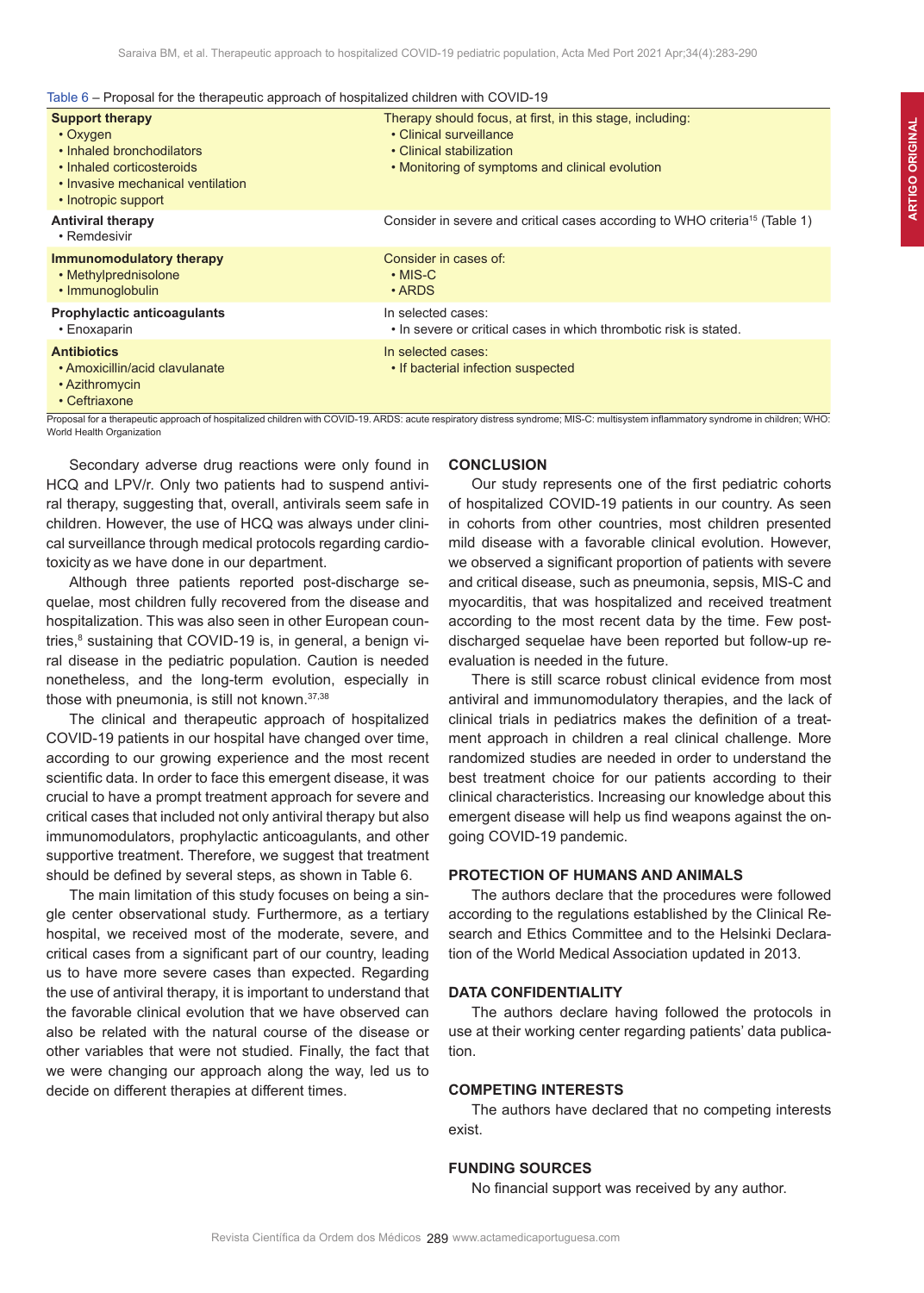Table 6 – Proposal for the therapeutic approach of hospitalized children with COVID-19

| | |
|---|---|
| **Support therapy**<br>• Oxygen<br>• Inhaled bronchodilators<br>• Inhaled corticosteroids<br>• Invasive mechanical ventilation<br>• Inotropic support | Therapy should focus, at first, in this stage, including:<br>• Clinical surveillance<br>• Clinical stabilization<br>• Monitoring of symptoms and clinical evolution |
| **Antiviral therapy**<br>• Remdesivir | Consider in severe and critical cases according to WHO criteria[15] (Table 1) |
| **Immunomodulatory therapy**<br>• Methylprednisolone<br>• Immunoglobulin | Consider in cases of:<br>• MIS-C<br>• ARDS |
| **Prophylactic anticoagulants**<br>• Enoxaparin | In selected cases:<br>• In severe or critical cases in which thrombotic risk is stated. |
| **Antibiotics**<br>• Amoxicillin/acid clavulanate<br>• Azithromycin<br>• Ceftriaxone | In selected cases:<br>• If bacterial infection suspected |

Proposal for a therapeutic approach of hospitalized children with COVID-19. ARDS: acute respiratory distress syndrome; MIS-C: multisystem inflammatory syndrome in children; WHO: World Health Organization

Secondary adverse drug reactions were only found in HCQ and LPV/r. Only two patients had to suspend antiviral therapy, suggesting that, overall, antivirals seem safe in children. However, the use of HCQ was always under clinical surveillance through medical protocols regarding cardiotoxicity as we have done in our department.

Although three patients reported post-discharge sequelae, most children fully recovered from the disease and hospitalization. This was also seen in other European countries,[8] sustaining that COVID-19 is, in general, a benign viral disease in the pediatric population. Caution is needed nonetheless, and the long-term evolution, especially in those with pneumonia, is still not known.[37,38]

The clinical and therapeutic approach of hospitalized COVID-19 patients in our hospital have changed over time, according to our growing experience and the most recent scientific data. In order to face this emergent disease, it was crucial to have a prompt treatment approach for severe and critical cases that included not only antiviral therapy but also immunomodulators, prophylactic anticoagulants, and other supportive treatment. Therefore, we suggest that treatment should be defined by several steps, as shown in Table 6.

The main limitation of this study focuses on being a single center observational study. Furthermore, as a tertiary hospital, we received most of the moderate, severe, and critical cases from a significant part of our country, leading us to have more severe cases than expected. Regarding the use of antiviral therapy, it is important to understand that the favorable clinical evolution that we have observed can also be related with the natural course of the disease or other variables that were not studied. Finally, the fact that we were changing our approach along the way, led us to decide on different therapies at different times.

## CONCLUSION

Our study represents one of the first pediatric cohorts of hospitalized COVID-19 patients in our country. As seen in cohorts from other countries, most children presented mild disease with a favorable clinical evolution. However, we observed a significant proportion of patients with severe and critical disease, such as pneumonia, sepsis, MIS-C and myocarditis, that was hospitalized and received treatment according to the most recent data by the time. Few post-discharged sequelae have been reported but follow-up re-evaluation is needed in the future.

There is still scarce robust clinical evidence from most antiviral and immunomodulatory therapies, and the lack of clinical trials in pediatrics makes the definition of a treatment approach in children a real clinical challenge. More randomized studies are needed in order to understand the best treatment choice for our patients according to their clinical characteristics. Increasing our knowledge about this emergent disease will help us find weapons against the ongoing COVID-19 pandemic.

## PROTECTION OF HUMANS AND ANIMALS

The authors declare that the procedures were followed according to the regulations established by the Clinical Research and Ethics Committee and to the Helsinki Declaration of the World Medical Association updated in 2013.

## DATA CONFIDENTIALITY

The authors declare having followed the protocols in use at their working center regarding patients' data publication.

## COMPETING INTERESTS

The authors have declared that no competing interests exist.

## FUNDING SOURCES

No financial support was received by any author.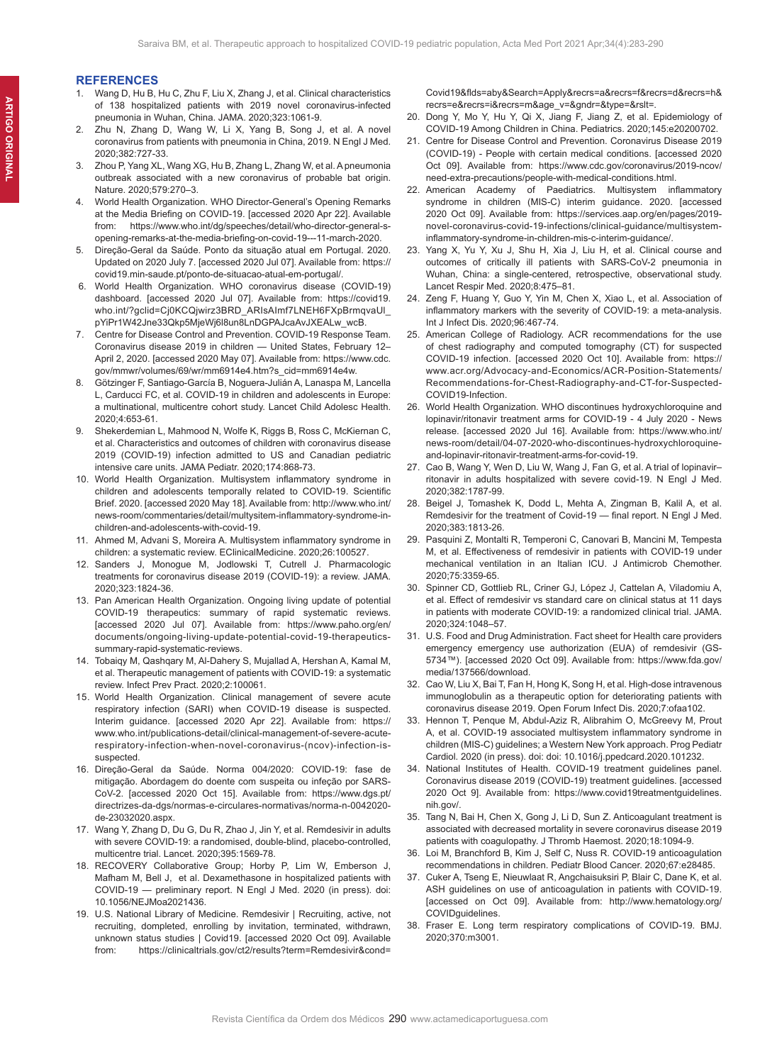## REFERENCES

1. Wang D, Hu B, Hu C, Zhu F, Liu X, Zhang J, et al. Clinical characteristics of 138 hospitalized patients with 2019 novel coronavirus-infected pneumonia in Wuhan, China. JAMA. 2020;323:1061-9.
2. Zhu N, Zhang D, Wang W, Li X, Yang B, Song J, et al. A novel coronavirus from patients with pneumonia in China, 2019. N Engl J Med. 2020;382:727-33.
3. Zhou P, Yang XL, Wang XG, Hu B, Zhang L, Zhang W, et al. A pneumonia outbreak associated with a new coronavirus of probable bat origin. Nature. 2020;579:270–3.
4. World Health Organization. WHO Director-General's Opening Remarks at the Media Briefing on COVID-19. [accessed 2020 Apr 22]. Available from: https://www.who.int/dg/speeches/detail/who-director-general-s-opening-remarks-at-the-media-briefing-on-covid-19---11-march-2020.
5. Direção-Geral da Saúde. Ponto da situação atual em Portugal. 2020. Updated on 2020 July 7. [accessed 2020 Jul 07]. Available from: https://covid19.min-saude.pt/ponto-de-situacao-atual-em-portugal/.
6. World Health Organization. WHO coronavirus disease (COVID-19) dashboard. [accessed 2020 Jul 07]. Available from: https://covid19.who.int/?gclid=Cj0KCQjwirz3BRD_ARIsAImf7LNEH6FXpBrmqvaUl_pYiPr1W42Jne33Qkp5MjeWj6l8un8LnDGPAJcaAvJXEALw_wcB.
7. Centre for Disease Control and Prevention. COVID-19 Response Team. Coronavirus disease 2019 in children — United States, February 12–April 2, 2020. [accessed 2020 May 07]. Available from: https://www.cdc.gov/mmwr/volumes/69/wr/mm6914e4.htm?s_cid=mm6914e4w.
8. Götzinger F, Santiago-García B, Noguera-Julián A, Lanaspa M, Lancella L, Carducci FC, et al. COVID-19 in children and adolescents in Europe: a multinational, multicentre cohort study. Lancet Child Adolesc Health. 2020;4:653-61.
9. Shekerdemian L, Mahmood N, Wolfe K, Riggs B, Ross C, McKiernan C, et al. Characteristics and outcomes of children with coronavirus disease 2019 (COVID-19) infection admitted to US and Canadian pediatric intensive care units. JAMA Pediatr. 2020;174:868-73.
10. World Health Organization. Multisystem inflammatory syndrome in children and adolescents temporally related to COVID-19. Scientific Brief. 2020. [accessed 2020 May 18]. Available from: http://www.who.int/news-room/commentaries/detail/multysitem-inflammatory-syndrome-in-children-and-adolescents-with-covid-19.
11. Ahmed M, Advani S, Moreira A. Multisystem inflammatory syndrome in children: a systematic review. EClinicalMedicine. 2020;26:100527.
12. Sanders J, Monogue M, Jodlowski T, Cutrell J. Pharmacologic treatments for coronavirus disease 2019 (COVID-19): a review. JAMA. 2020;323:1824-36.
13. Pan American Health Organization. Ongoing living update of potential COVID-19 therapeutics: summary of rapid systematic reviews. [accessed 2020 Jul 07]. Available from: https://www.paho.org/en/documents/ongoing-living-update-potential-covid-19-therapeutics-summary-rapid-systematic-reviews.
14. Tobaiqy M, Qashqary M, Al-Dahery S, Mujallad A, Hershan A, Kamal M, et al. Therapeutic management of patients with COVID-19: a systematic review. Infect Prev Pract. 2020;2:100061.
15. World Health Organization. Clinical management of severe acute respiratory infection (SARI) when COVID-19 disease is suspected. Interim guidance. [accessed 2020 Apr 22]. Available from: https://www.who.int/publications-detail/clinical-management-of-severe-acute-respiratory-infection-when-novel-coronavirus-(ncov)-infection-is-suspected.
16. Direção-Geral da Saúde. Norma 004/2020: COVID-19: fase de mitigação. Abordagem do doente com suspeita ou infeção por SARS-CoV-2. [accessed 2020 Oct 15]. Available from: https://www.dgs.pt/directrizes-da-dgs/normas-e-circulares-normativas/norma-n-0042020-de-23032020.aspx.
17. Wang Y, Zhang D, Du G, Du R, Zhao J, Jin Y, et al. Remdesivir in adults with severe COVID-19: a randomised, double-blind, placebo-controlled, multicentre trial. Lancet. 2020;395:1569-78.
18. RECOVERY Collaborative Group; Horby P, Lim W, Emberson J, Mafham M, Bell J, et al. Dexamethasone in hospitalized patients with COVID-19 — preliminary report. N Engl J Med. 2020 (in press). doi: 10.1056/NEJMoa2021436.
19. U.S. National Library of Medicine. Remdesivir | Recruiting, active, not recruiting, dompleted, enrolling by invitation, terminated, withdrawn, unknown status studies | Covid19. [accessed 2020 Oct 09]. Available from: https://clinicaltrials.gov/ct2/results?term=Remdesivir&cond=Covid19&flds=aby&Search=Apply&recrs=a&recrs=f&recrs=d&recrs=h&recrs=e&recrs=i&recrs=m&age_v=&gndr=&type=&rslt=.
20. Dong Y, Mo Y, Hu Y, Qi X, Jiang F, Jiang Z, et al. Epidemiology of COVID-19 Among Children in China. Pediatrics. 2020;145:e20200702.
21. Centre for Disease Control and Prevention. Coronavirus Disease 2019 (COVID-19) - People with certain medical conditions. [accessed 2020 Oct 09]. Available from: https://www.cdc.gov/coronavirus/2019-ncov/need-extra-precautions/people-with-medical-conditions.html.
22. American Academy of Paediatrics. Multisystem inflammatory syndrome in children (MIS-C) interim guidance. 2020. [accessed 2020 Oct 09]. Available from: https://services.aap.org/en/pages/2019-novel-coronavirus-covid-19-infections/clinical-guidance/multisystem-inflammatory-syndrome-in-children-mis-c-interim-guidance/.
23. Yang X, Yu Y, Xu J, Shu H, Xia J, Liu H, et al. Clinical course and outcomes of critically ill patients with SARS-CoV-2 pneumonia in Wuhan, China: a single-centered, retrospective, observational study. Lancet Respir Med. 2020;8:475–81.
24. Zeng F, Huang Y, Guo Y, Yin M, Chen X, Xiao L, et al. Association of inflammatory markers with the severity of COVID-19: a meta-analysis. Int J Infect Dis. 2020;96:467-74.
25. American College of Radiology. ACR recommendations for the use of chest radiography and computed tomography (CT) for suspected COVID-19 infection. [accessed 2020 Oct 10]. Available from: https://www.acr.org/Advocacy-and-Economics/ACR-Position-Statements/Recommendations-for-Chest-Radiography-and-CT-for-Suspected-COVID19-Infection.
26. World Health Organization. WHO discontinues hydroxychloroquine and lopinavir/ritonavir treatment arms for COVID-19 - 4 July 2020 - News release. [accessed 2020 Jul 16]. Available from: https://www.who.int/news-room/detail/04-07-2020-who-discontinues-hydroxychloroquine-and-lopinavir-ritonavir-treatment-arms-for-covid-19.
27. Cao B, Wang Y, Wen D, Liu W, Wang J, Fan G, et al. A trial of lopinavir–ritonavir in adults hospitalized with severe covid-19. N Engl J Med. 2020;382:1787-99.
28. Beigel J, Tomashek K, Dodd L, Mehta A, Zingman B, Kalil A, et al. Remdesivir for the treatment of Covid-19 — final report. N Engl J Med. 2020;383:1813-26.
29. Pasquini Z, Montalti R, Temperoni C, Canovari B, Mancini M, Tempesta M, et al. Effectiveness of remdesivir in patients with COVID-19 under mechanical ventilation in an Italian ICU. J Antimicrob Chemother. 2020;75:3359-65.
30. Spinner CD, Gottlieb RL, Criner GJ, López J, Cattelan A, Viladomiu A, et al. Effect of remdesivir vs standard care on clinical status at 11 days in patients with moderate COVID-19: a randomized clinical trial. JAMA. 2020;324:1048–57.
31. U.S. Food and Drug Administration. Fact sheet for Health care providers emergency emergency use authorization (EUA) of remdesivir (GS-5734™). [accessed 2020 Oct 09]. Available from: https://www.fda.gov/media/137566/download.
32. Cao W, Liu X, Bai T, Fan H, Hong K, Song H, et al. High-dose intravenous immunoglobulin as a therapeutic option for deteriorating patients with coronavirus disease 2019. Open Forum Infect Dis. 2020;7:ofaa102.
33. Hennon T, Penque M, Abdul-Aziz R, Alibrahim O, McGreevy M, Prout A, et al. COVID-19 associated multisystem inflammatory syndrome in children (MIS-C) guidelines; a Western New York approach. Prog Pediatr Cardiol. 2020 (in press). doi: doi: 10.1016/j.ppedcard.2020.101232.
34. National Institutes of Health. COVID-19 treatment guidelines panel. Coronavirus disease 2019 (COVID-19) treatment guidelines. [accessed 2020 Oct 9]. Available from: https://www.covid19treatmentguidelines.nih.gov/.
35. Tang N, Bai H, Chen X, Gong J, Li D, Sun Z. Anticoagulant treatment is associated with decreased mortality in severe coronavirus disease 2019 patients with coagulopathy. J Thromb Haemost. 2020;18:1094-9.
36. Loi M, Branchford B, Kim J, Self C, Nuss R. COVID-19 anticoagulation recommendations in children. Pediatr Blood Cancer. 2020;67:e28485.
37. Cuker A, Tseng E, Nieuwlaat R, Angchaisuksiri P, Blair C, Dane K, et al. ASH guidelines on use of anticoagulation in patients with COVID-19. [accessed on Oct 09]. Available from: http://www.hematology.org/COVIDguidelines.
38. Fraser E. Long term respiratory complications of COVID-19. BMJ. 2020;370:m3001.